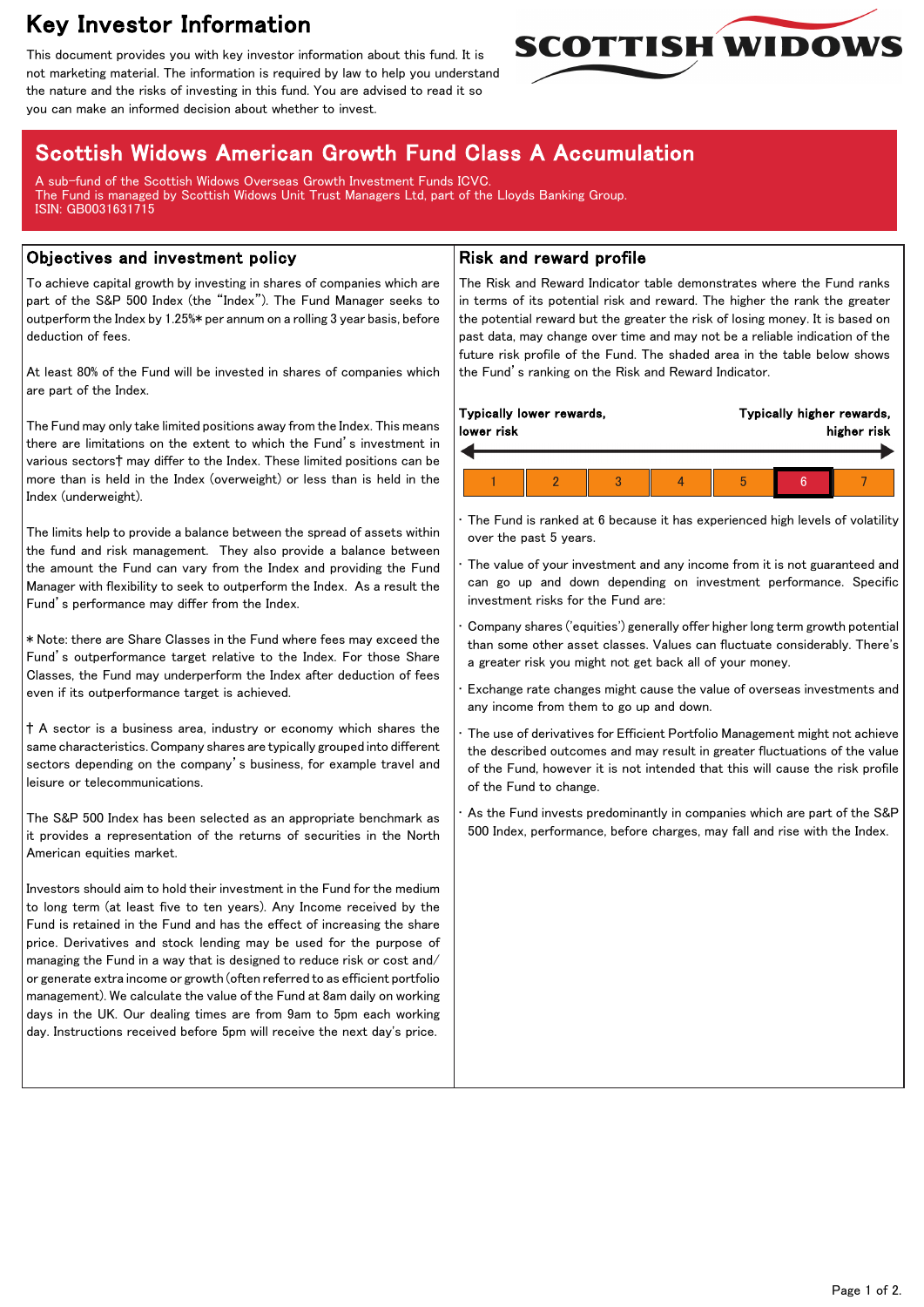# Key Investor Information

This document provides you with key investor information about this fund. It is not marketing material. The information is required by law to help you understand the nature and the risks of investing in this fund. You are advised to read it so you can make an informed decision about whether to invest.

SCOTTISH WIDOWS

## Scottish Widows American Growth Fund Class A Accumulation

A sub-fund of the Scottish Widows Overseas Growth Investment Funds ICVC.
The Fund is managed by Scottish Widows Unit Trust Managers Ltd, part of the Lloyds Banking Group.
ISIN: GB0031631715

## Objectives and investment policy

To achieve capital growth by investing in shares of companies which are part of the S&P 500 Index (the "Index"). The Fund Manager seeks to outperform the Index by 1.25%* per annum on a rolling 3 year basis, before deduction of fees.

At least 80% of the Fund will be invested in shares of companies which are part of the Index.

The Fund may only take limited positions away from the Index. This means there are limitations on the extent to which the Fund's investment in various sectors† may differ to the Index. These limited positions can be more than is held in the Index (overweight) or less than is held in the Index (underweight).

The limits help to provide a balance between the spread of assets within the fund and risk management. They also provide a balance between the amount the Fund can vary from the Index and providing the Fund Manager with flexibility to seek to outperform the Index. As a result the Fund's performance may differ from the Index.

* Note: there are Share Classes in the Fund where fees may exceed the Fund's outperformance target relative to the Index. For those Share Classes, the Fund may underperform the Index after deduction of fees even if its outperformance target is achieved.

† A sector is a business area, industry or economy which shares the same characteristics. Company shares are typically grouped into different sectors depending on the company's business, for example travel and leisure or telecommunications.

The S&P 500 Index has been selected as an appropriate benchmark as it provides a representation of the returns of securities in the North American equities market.

Investors should aim to hold their investment in the Fund for the medium to long term (at least five to ten years). Any Income received by the Fund is retained in the Fund and has the effect of increasing the share price. Derivatives and stock lending may be used for the purpose of managing the Fund in a way that is designed to reduce risk or cost and/or generate extra income or growth (often referred to as efficient portfolio management). We calculate the value of the Fund at 8am daily on working days in the UK. Our dealing times are from 9am to 5pm each working day. Instructions received before 5pm will receive the next day's price.

## Risk and reward profile

The Risk and Reward Indicator table demonstrates where the Fund ranks in terms of its potential risk and reward. The higher the rank the greater the potential reward but the greater the risk of losing money. It is based on past data, may change over time and may not be a reliable indication of the future risk profile of the Fund. The shaded area in the table below shows the Fund's ranking on the Risk and Reward Indicator.

**Typically lower rewards, lower risk** ← → **Typically higher rewards, higher risk**

| 1 | 2 | 3 | 4 | 5 | **6** | 7 |
|---|---|---|---|---|---|---|

- The Fund is ranked at 6 because it has experienced high levels of volatility over the past 5 years.
- The value of your investment and any income from it is not guaranteed and can go up and down depending on investment performance. Specific investment risks for the Fund are:
- Company shares ('equities') generally offer higher long term growth potential than some other asset classes. Values can fluctuate considerably. There's a greater risk you might not get back all of your money.
- Exchange rate changes might cause the value of overseas investments and any income from them to go up and down.
- The use of derivatives for Efficient Portfolio Management might not achieve the described outcomes and may result in greater fluctuations of the value of the Fund, however it is not intended that this will cause the risk profile of the Fund to change.
- As the Fund invests predominantly in companies which are part of the S&P 500 Index, performance, before charges, may fall and rise with the Index.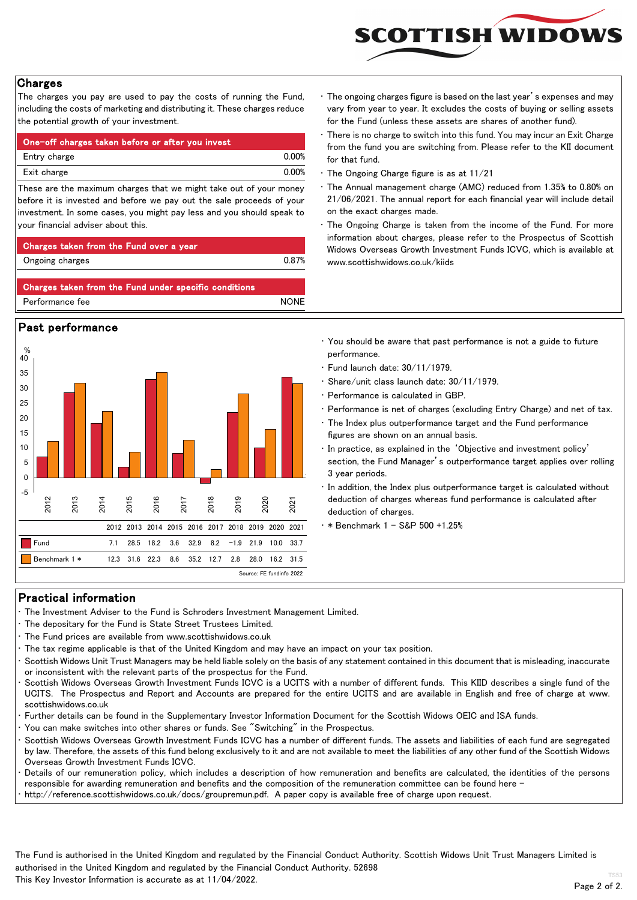## Charges

The charges you pay are used to pay the costs of running the Fund, including the costs of marketing and distributing it. These charges reduce the potential growth of your investment.

| One-off charges taken before or after you invest | |
|---|---|
| Entry charge | 0.00% |
| Exit charge | 0.00% |

These are the maximum charges that we might take out of your money before it is invested and before we pay out the sale proceeds of your investment. In some cases, you might pay less and you should speak to your financial adviser about this.

| Charges taken from the Fund over a year | |
|---|---|
| Ongoing charges | 0.87% |

| Charges taken from the Fund under specific conditions | |
|---|---|
| Performance fee | NONE |

- The ongoing charges figure is based on the last year's expenses and may vary from year to year. It excludes the costs of buying or selling assets for the Fund (unless these assets are shares of another fund).
- There is no charge to switch into this fund. You may incur an Exit Charge from the fund you are switching from. Please refer to the KII document for that fund.
- The Ongoing Charge figure is as at 11/21
- The Annual management charge (AMC) reduced from 1.35% to 0.80% on 21/06/2021. The annual report for each financial year will include detail on the exact charges made.
- The Ongoing Charge is taken from the income of the Fund. For more information about charges, please refer to the Prospectus of Scottish Widows Overseas Growth Investment Funds ICVC, which is available at www.scottishwidows.co.uk/kiids

## Past performance

%
40
35
30
25
20
15
10
5
0
-5

2012 2013 2014 2015 2016 2017 2018 2019 2020 2021

| | 2012 | 2013 | 2014 | 2015 | 2016 | 2017 | 2018 | 2019 | 2020 | 2021 |
|---|---|---|---|---|---|---|---|---|---|---|
| Fund | 7.1 | 28.5 | 18.2 | 3.6 | 32.9 | 8.2 | −1.9 | 21.9 | 10.0 | 33.7 |
| Benchmark 1 * | 12.3 | 31.6 | 22.3 | 8.6 | 35.2 | 12.7 | 2.8 | 28.0 | 16.2 | 31.5 |

Source: FE fundinfo 2022

- You should be aware that past performance is not a guide to future performance.
- Fund launch date: 30/11/1979.
- Share/unit class launch date: 30/11/1979.
- Performance is calculated in GBP.
- Performance is net of charges (excluding Entry Charge) and net of tax.
- The Index plus outperformance target and the Fund performance figures are shown on an annual basis.
- In practice, as explained in the 'Objective and investment policy' section, the Fund Manager's outperformance target applies over rolling 3 year periods.
- In addition, the Index plus outperformance target is calculated without deduction of charges whereas fund performance is calculated after deduction of charges.
- * Benchmark 1 – S&P 500 +1.25%

## Practical information

- The Investment Adviser to the Fund is Schroders Investment Management Limited.
- The depositary for the Fund is State Street Trustees Limited.
- The Fund prices are available from www.scottishwidows.co.uk
- The tax regime applicable is that of the United Kingdom and may have an impact on your tax position.
- Scottish Widows Unit Trust Managers may be held liable solely on the basis of any statement contained in this document that is misleading, inaccurate or inconsistent with the relevant parts of the prospectus for the Fund.
- Scottish Widows Overseas Growth Investment Funds ICVC is a UCITS with a number of different funds. This KIID describes a single fund of the UCITS. The Prospectus and Report and Accounts are prepared for the entire UCITS and are available in English and free of charge at www.scottishwidows.co.uk
- Further details can be found in the Supplementary Investor Information Document for the Scottish Widows OEIC and ISA funds.
- You can make switches into other shares or funds. See "Switching" in the Prospectus.
- Scottish Widows Overseas Growth Investment Funds ICVC has a number of different funds. The assets and liabilities of each fund are segregated by law. Therefore, the assets of this fund belong exclusively to it and are not available to meet the liabilities of any other fund of the Scottish Widows Overseas Growth Investment Funds ICVC.
- Details of our remuneration policy, which includes a description of how remuneration and benefits are calculated, the identities of the persons responsible for awarding remuneration and benefits and the composition of the remuneration committee can be found here –
- http://reference.scottishwidows.co.uk/docs/groupremun.pdf. A paper copy is available free of charge upon request.

The Fund is authorised in the United Kingdom and regulated by the Financial Conduct Authority. Scottish Widows Unit Trust Managers Limited is authorised in the United Kingdom and regulated by the Financial Conduct Authority. 52698

This Key Investor Information is accurate as at 11/04/2022.